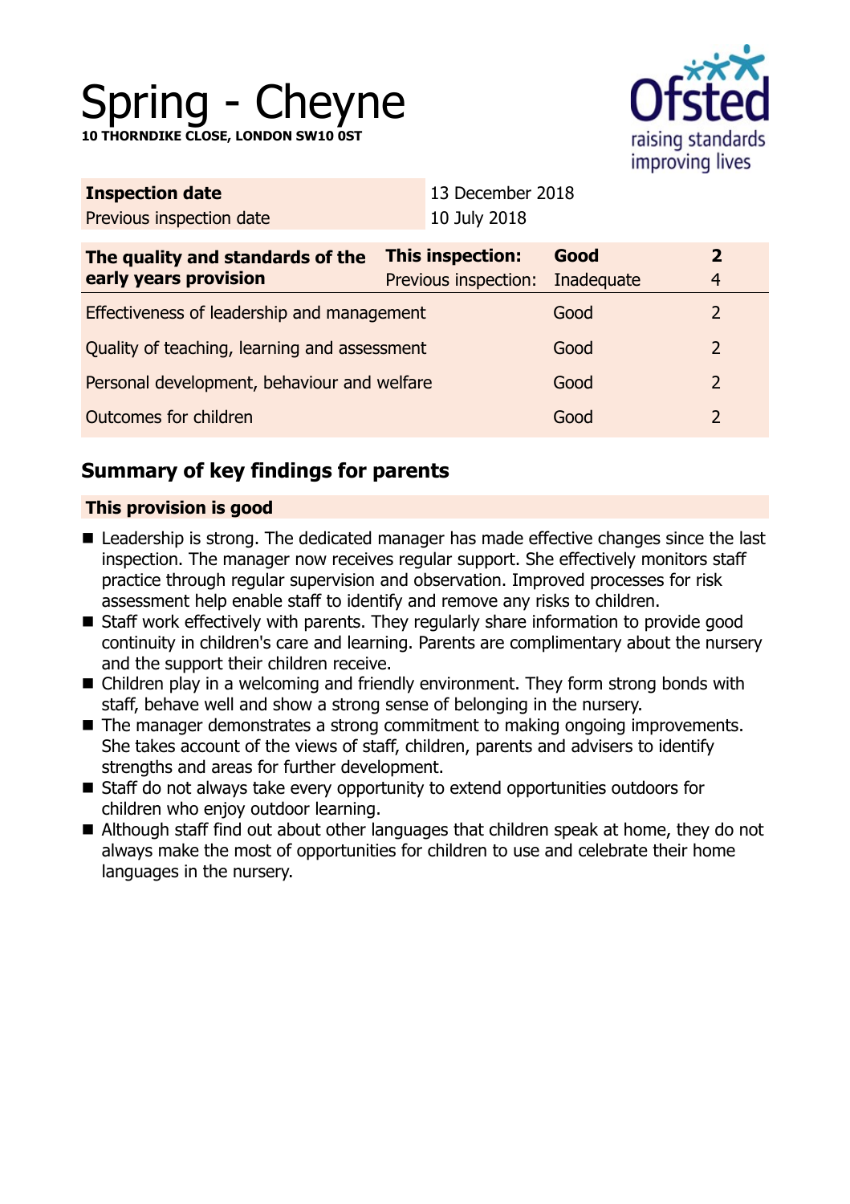# Spring - Cheyne

**10 THORNDIKE CLOSE, LONDON SW10 0ST**

| **Inspection date** | 13 December 2018 |
|---|---|
| Previous inspection date | 10 July 2018 |

| **The quality and standards of the early years provision** | **This inspection:** | **Good** | **2** |
|---|---|---|---|
| | Previous inspection: | Inadequate | 4 |
| Effectiveness of leadership and management | | Good | 2 |
| Quality of teaching, learning and assessment | | Good | 2 |
| Personal development, behaviour and welfare | | Good | 2 |
| Outcomes for children | | Good | 2 |

## Summary of key findings for parents

**This provision is good**

- Leadership is strong. The dedicated manager has made effective changes since the last inspection. The manager now receives regular support. She effectively monitors staff practice through regular supervision and observation. Improved processes for risk assessment help enable staff to identify and remove any risks to children.
- Staff work effectively with parents. They regularly share information to provide good continuity in children's care and learning. Parents are complimentary about the nursery and the support their children receive.
- Children play in a welcoming and friendly environment. They form strong bonds with staff, behave well and show a strong sense of belonging in the nursery.
- The manager demonstrates a strong commitment to making ongoing improvements. She takes account of the views of staff, children, parents and advisers to identify strengths and areas for further development.
- Staff do not always take every opportunity to extend opportunities outdoors for children who enjoy outdoor learning.
- Although staff find out about other languages that children speak at home, they do not always make the most of opportunities for children to use and celebrate their home languages in the nursery.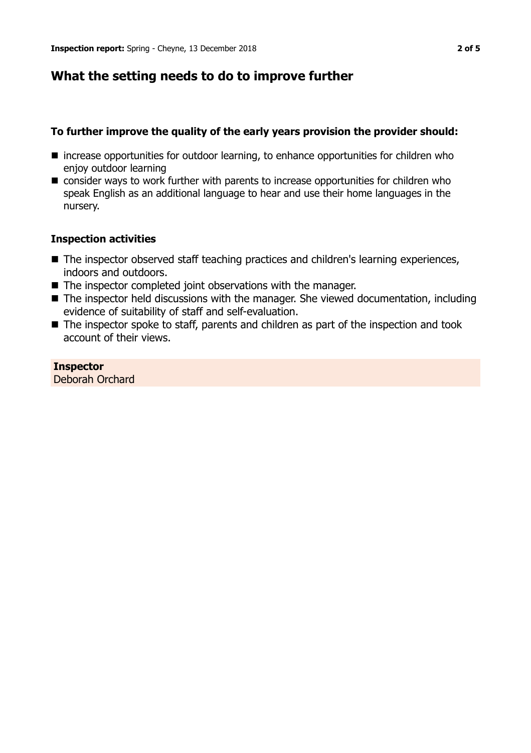## What the setting needs to do to improve further

### To further improve the quality of the early years provision the provider should:

- increase opportunities for outdoor learning, to enhance opportunities for children who enjoy outdoor learning
- consider ways to work further with parents to increase opportunities for children who speak English as an additional language to hear and use their home languages in the nursery.

### Inspection activities

- The inspector observed staff teaching practices and children's learning experiences, indoors and outdoors.
- The inspector completed joint observations with the manager.
- The inspector held discussions with the manager. She viewed documentation, including evidence of suitability of staff and self-evaluation.
- The inspector spoke to staff, parents and children as part of the inspection and took account of their views.

**Inspector**
Deborah Orchard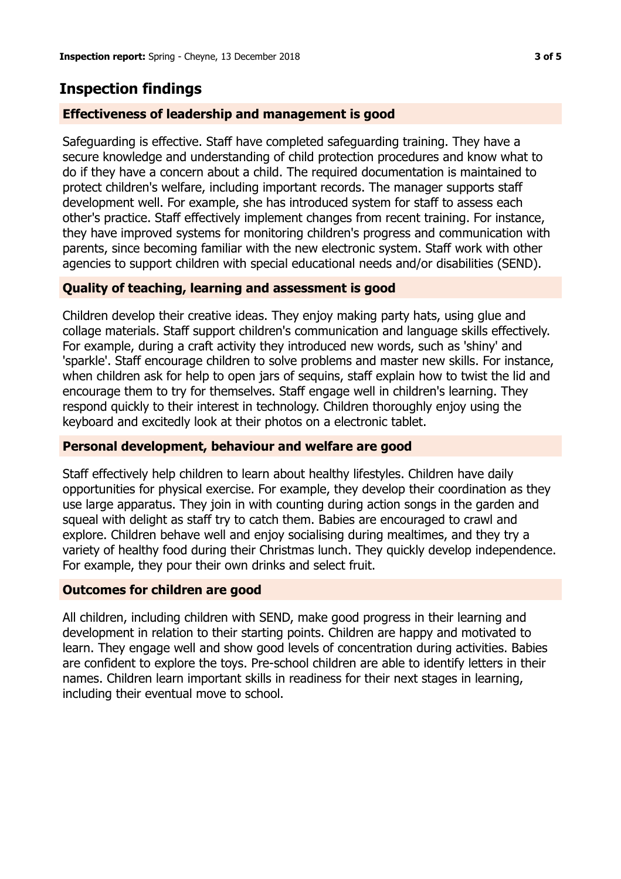## Inspection findings

### Effectiveness of leadership and management is good

Safeguarding is effective. Staff have completed safeguarding training. They have a secure knowledge and understanding of child protection procedures and know what to do if they have a concern about a child. The required documentation is maintained to protect children's welfare, including important records. The manager supports staff development well. For example, she has introduced system for staff to assess each other's practice. Staff effectively implement changes from recent training. For instance, they have improved systems for monitoring children's progress and communication with parents, since becoming familiar with the new electronic system. Staff work with other agencies to support children with special educational needs and/or disabilities (SEND).

### Quality of teaching, learning and assessment is good

Children develop their creative ideas. They enjoy making party hats, using glue and collage materials. Staff support children's communication and language skills effectively. For example, during a craft activity they introduced new words, such as 'shiny' and 'sparkle'. Staff encourage children to solve problems and master new skills. For instance, when children ask for help to open jars of sequins, staff explain how to twist the lid and encourage them to try for themselves. Staff engage well in children's learning. They respond quickly to their interest in technology. Children thoroughly enjoy using the keyboard and excitedly look at their photos on a electronic tablet.

### Personal development, behaviour and welfare are good

Staff effectively help children to learn about healthy lifestyles. Children have daily opportunities for physical exercise. For example, they develop their coordination as they use large apparatus. They join in with counting during action songs in the garden and squeal with delight as staff try to catch them. Babies are encouraged to crawl and explore. Children behave well and enjoy socialising during mealtimes, and they try a variety of healthy food during their Christmas lunch. They quickly develop independence. For example, they pour their own drinks and select fruit.

### Outcomes for children are good

All children, including children with SEND, make good progress in their learning and development in relation to their starting points. Children are happy and motivated to learn. They engage well and show good levels of concentration during activities. Babies are confident to explore the toys. Pre-school children are able to identify letters in their names. Children learn important skills in readiness for their next stages in learning, including their eventual move to school.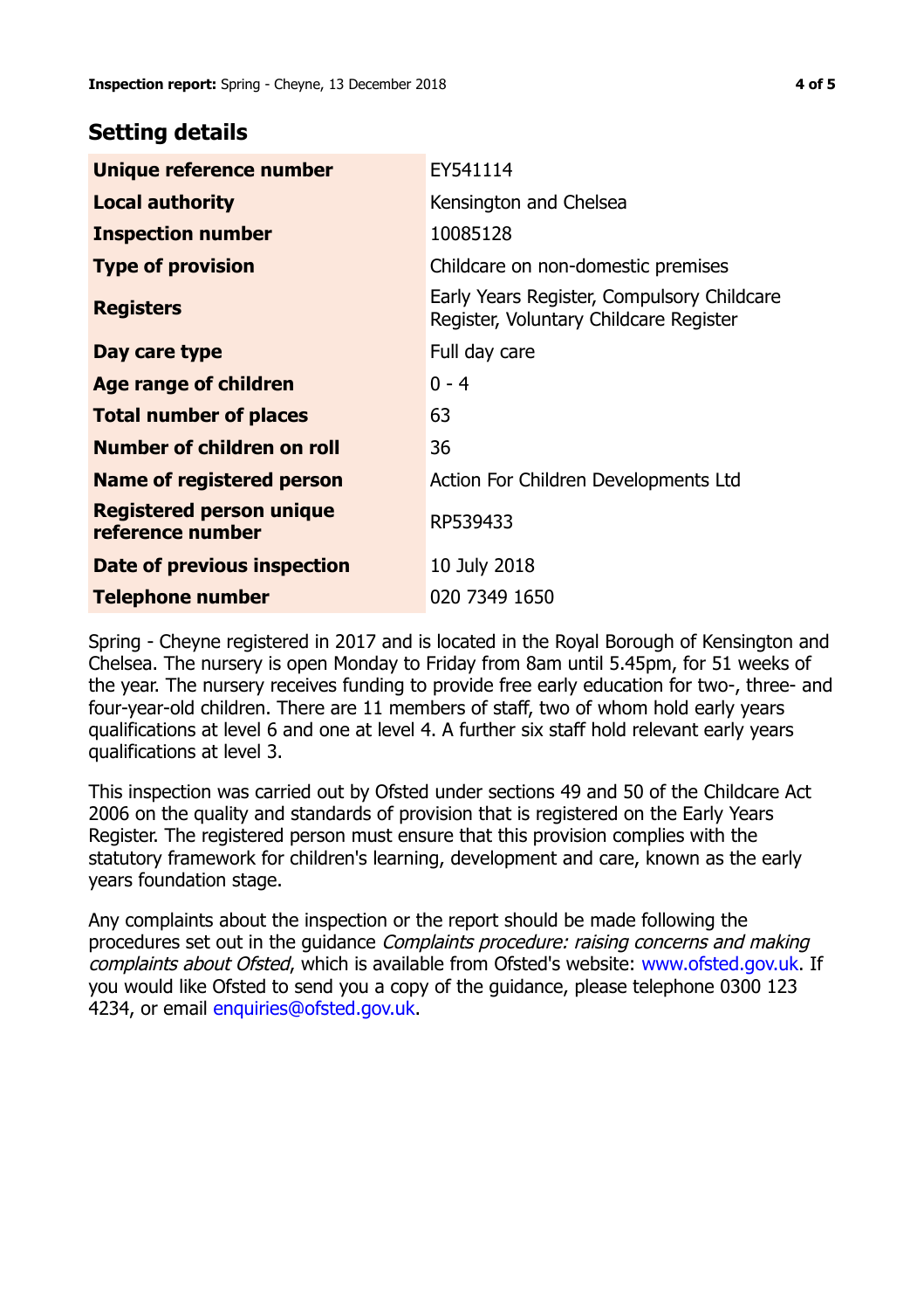## Setting details

| | |
|---|---|
| **Unique reference number** | EY541114 |
| **Local authority** | Kensington and Chelsea |
| **Inspection number** | 10085128 |
| **Type of provision** | Childcare on non-domestic premises |
| **Registers** | Early Years Register, Compulsory Childcare Register, Voluntary Childcare Register |
| **Day care type** | Full day care |
| **Age range of children** | 0 - 4 |
| **Total number of places** | 63 |
| **Number of children on roll** | 36 |
| **Name of registered person** | Action For Children Developments Ltd |
| **Registered person unique reference number** | RP539433 |
| **Date of previous inspection** | 10 July 2018 |
| **Telephone number** | 020 7349 1650 |

Spring - Cheyne registered in 2017 and is located in the Royal Borough of Kensington and Chelsea. The nursery is open Monday to Friday from 8am until 5.45pm, for 51 weeks of the year. The nursery receives funding to provide free early education for two-, three- and four-year-old children. There are 11 members of staff, two of whom hold early years qualifications at level 6 and one at level 4. A further six staff hold relevant early years qualifications at level 3.

This inspection was carried out by Ofsted under sections 49 and 50 of the Childcare Act 2006 on the quality and standards of provision that is registered on the Early Years Register. The registered person must ensure that this provision complies with the statutory framework for children's learning, development and care, known as the early years foundation stage.

Any complaints about the inspection or the report should be made following the procedures set out in the guidance *Complaints procedure: raising concerns and making complaints about Ofsted*, which is available from Ofsted's website: www.ofsted.gov.uk. If you would like Ofsted to send you a copy of the guidance, please telephone 0300 123 4234, or email enquiries@ofsted.gov.uk.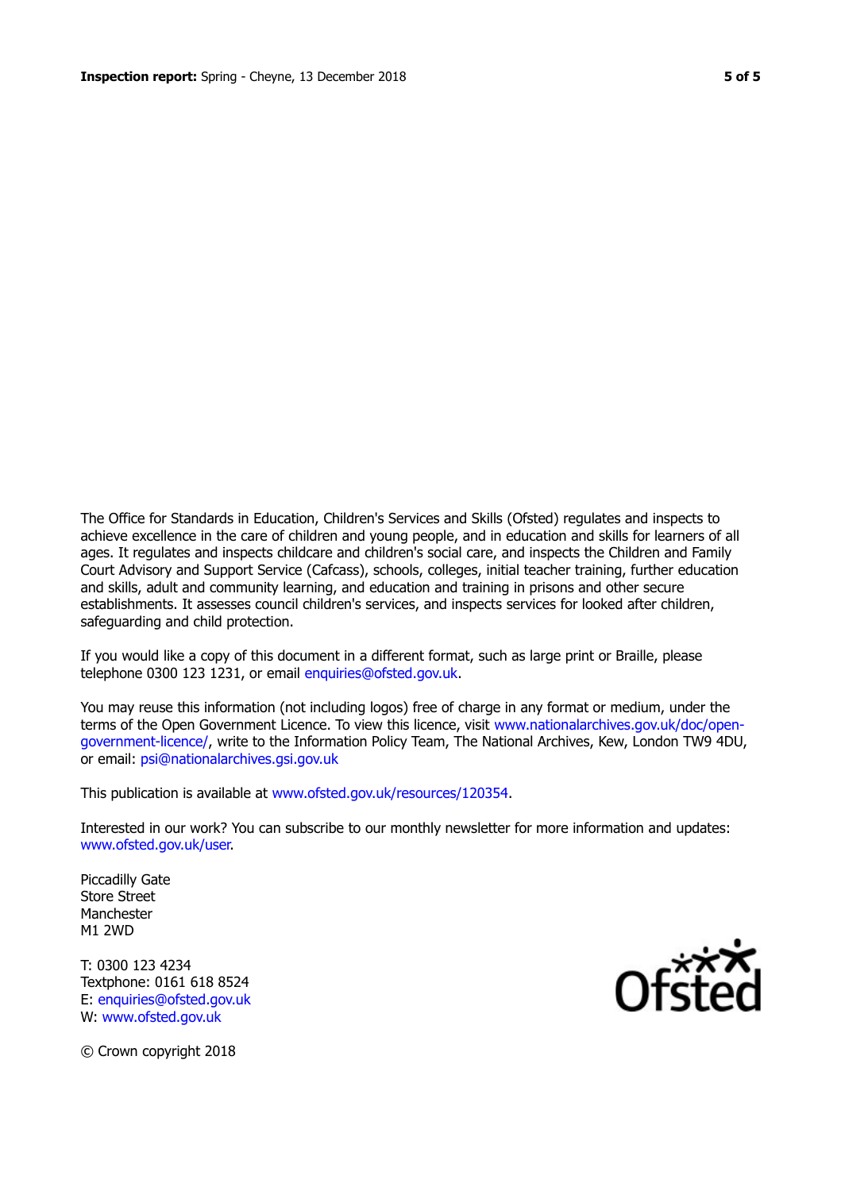The Office for Standards in Education, Children's Services and Skills (Ofsted) regulates and inspects to achieve excellence in the care of children and young people, and in education and skills for learners of all ages. It regulates and inspects childcare and children's social care, and inspects the Children and Family Court Advisory and Support Service (Cafcass), schools, colleges, initial teacher training, further education and skills, adult and community learning, and education and training in prisons and other secure establishments. It assesses council children's services, and inspects services for looked after children, safeguarding and child protection.

If you would like a copy of this document in a different format, such as large print or Braille, please telephone 0300 123 1231, or email enquiries@ofsted.gov.uk.

You may reuse this information (not including logos) free of charge in any format or medium, under the terms of the Open Government Licence. To view this licence, visit www.nationalarchives.gov.uk/doc/open-government-licence/, write to the Information Policy Team, The National Archives, Kew, London TW9 4DU, or email: psi@nationalarchives.gsi.gov.uk

This publication is available at www.ofsted.gov.uk/resources/120354.

Interested in our work? You can subscribe to our monthly newsletter for more information and updates: www.ofsted.gov.uk/user.

Piccadilly Gate
Store Street
Manchester
M1 2WD

T: 0300 123 4234
Textphone: 0161 618 8524
E: enquiries@ofsted.gov.uk
W: www.ofsted.gov.uk

© Crown copyright 2018